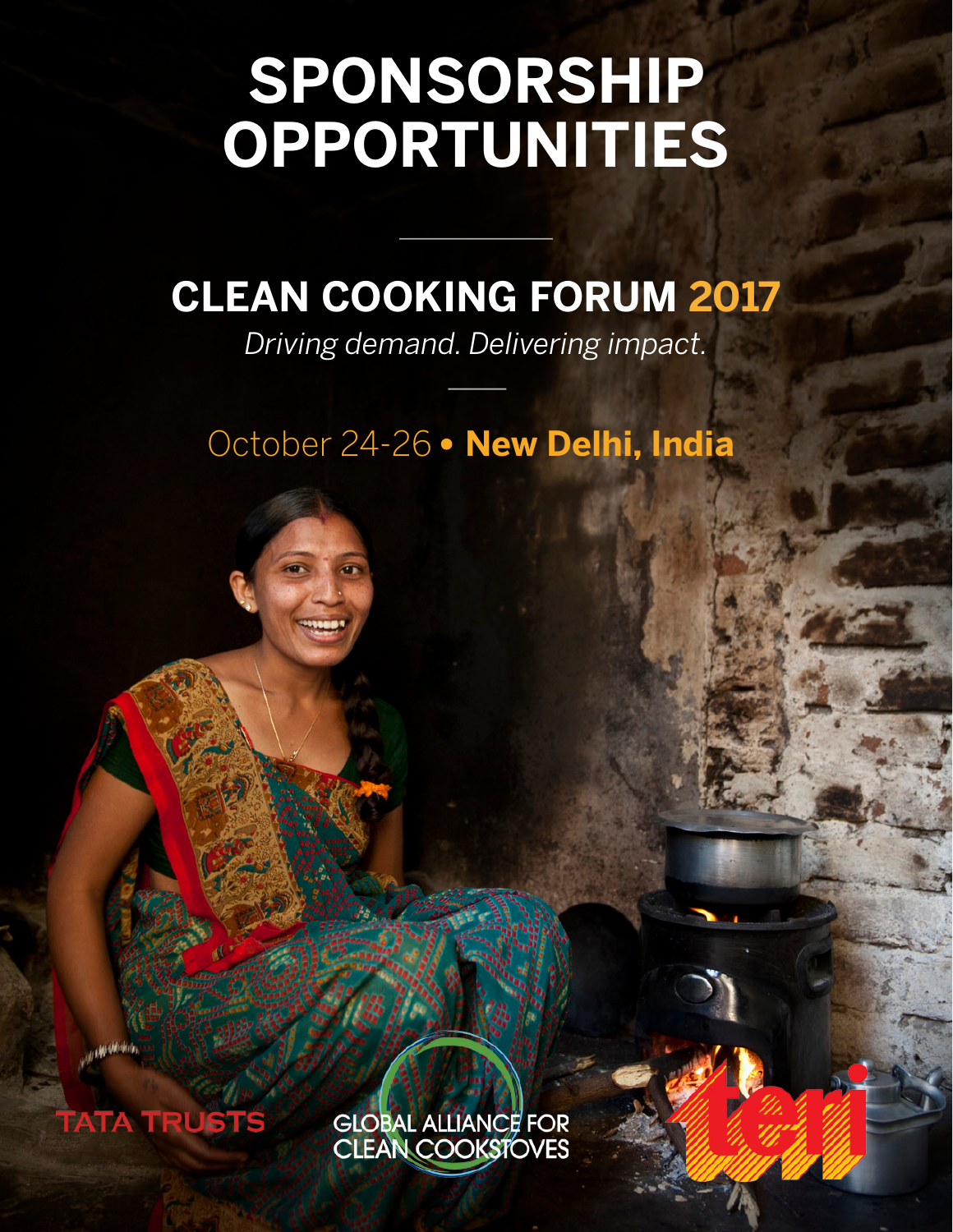# SPONSORSHIP OPPORTUNITIES

## CLEAN COOKING FORUM 2017

*Driving demand. Delivering impact.*

October 24-26 • **New Delhi, India**

TATA TRUSTS

GLOBAL ALLIANCE FOR CLEAN COOKSTOVES

teri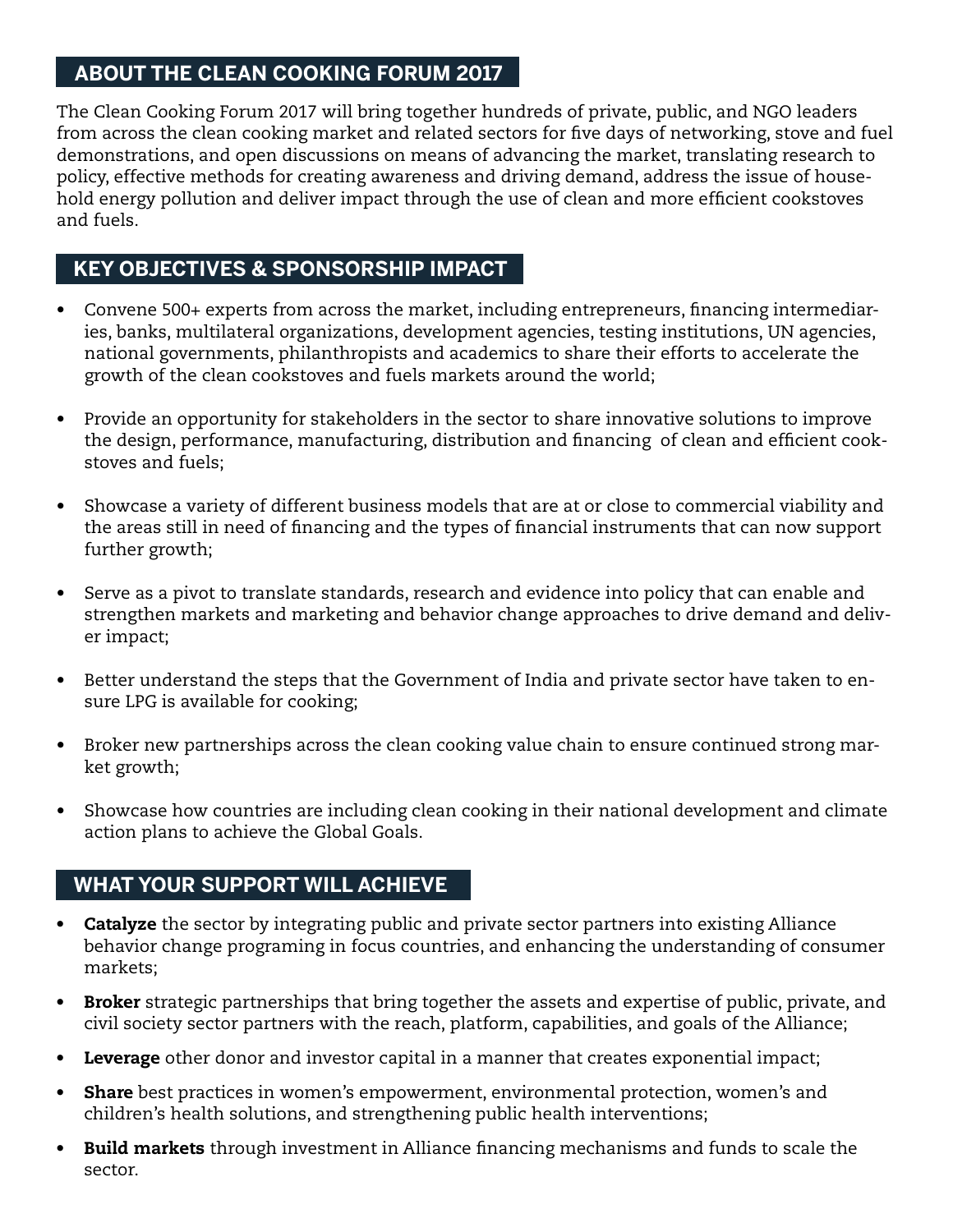## ABOUT THE CLEAN COOKING FORUM 2017

The Clean Cooking Forum 2017 will bring together hundreds of private, public, and NGO leaders from across the clean cooking market and related sectors for five days of networking, stove and fuel demonstrations, and open discussions on means of advancing the market, translating research to policy, effective methods for creating awareness and driving demand, address the issue of household energy pollution and deliver impact through the use of clean and more efficient cookstoves and fuels.

## KEY OBJECTIVES & SPONSORSHIP IMPACT

- Convene 500+ experts from across the market, including entrepreneurs, financing intermediaries, banks, multilateral organizations, development agencies, testing institutions, UN agencies, national governments, philanthropists and academics to share their efforts to accelerate the growth of the clean cookstoves and fuels markets around the world;
- Provide an opportunity for stakeholders in the sector to share innovative solutions to improve the design, performance, manufacturing, distribution and financing of clean and efficient cookstoves and fuels;
- Showcase a variety of different business models that are at or close to commercial viability and the areas still in need of financing and the types of financial instruments that can now support further growth;
- Serve as a pivot to translate standards, research and evidence into policy that can enable and strengthen markets and marketing and behavior change approaches to drive demand and deliver impact;
- Better understand the steps that the Government of India and private sector have taken to ensure LPG is available for cooking;
- Broker new partnerships across the clean cooking value chain to ensure continued strong market growth;
- Showcase how countries are including clean cooking in their national development and climate action plans to achieve the Global Goals.

## WHAT YOUR SUPPORT WILL ACHIEVE

- **Catalyze** the sector by integrating public and private sector partners into existing Alliance behavior change programing in focus countries, and enhancing the understanding of consumer markets;
- **Broker** strategic partnerships that bring together the assets and expertise of public, private, and civil society sector partners with the reach, platform, capabilities, and goals of the Alliance;
- **Leverage** other donor and investor capital in a manner that creates exponential impact;
- **Share** best practices in women's empowerment, environmental protection, women's and children's health solutions, and strengthening public health interventions;
- **Build markets** through investment in Alliance financing mechanisms and funds to scale the sector.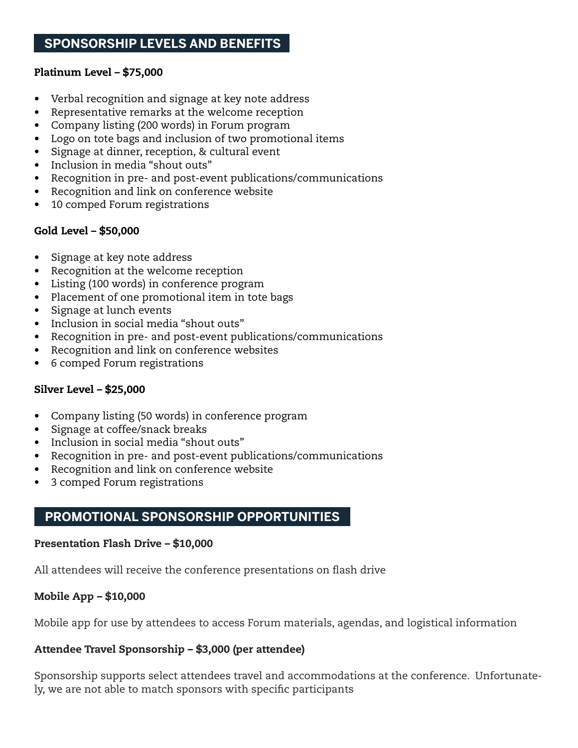## SPONSORSHIP LEVELS AND BENEFITS

**Platinum Level – $75,000**

- Verbal recognition and signage at key note address
- Representative remarks at the welcome reception
- Company listing (200 words) in Forum program
- Logo on tote bags and inclusion of two promotional items
- Signage at dinner, reception, & cultural event
- Inclusion in media "shout outs"
- Recognition in pre- and post-event publications/communications
- Recognition and link on conference website
- 10 comped Forum registrations

**Gold Level – $50,000**

- Signage at key note address
- Recognition at the welcome reception
- Listing (100 words) in conference program
- Placement of one promotional item in tote bags
- Signage at lunch events
- Inclusion in social media "shout outs"
- Recognition in pre- and post-event publications/communications
- Recognition and link on conference websites
- 6 comped Forum registrations

**Silver Level – $25,000**

- Company listing (50 words) in conference program
- Signage at coffee/snack breaks
- Inclusion in social media "shout outs"
- Recognition in pre- and post-event publications/communications
- Recognition and link on conference website
- 3 comped Forum registrations

## PROMOTIONAL SPONSORSHIP OPPORTUNITIES

**Presentation Flash Drive – $10,000**

All attendees will receive the conference presentations on flash drive

**Mobile App – $10,000**

Mobile app for use by attendees to access Forum materials, agendas, and logistical information

**Attendee Travel Sponsorship – $3,000 (per attendee)**

Sponsorship supports select attendees travel and accommodations at the conference. Unfortunately, we are not able to match sponsors with specific participants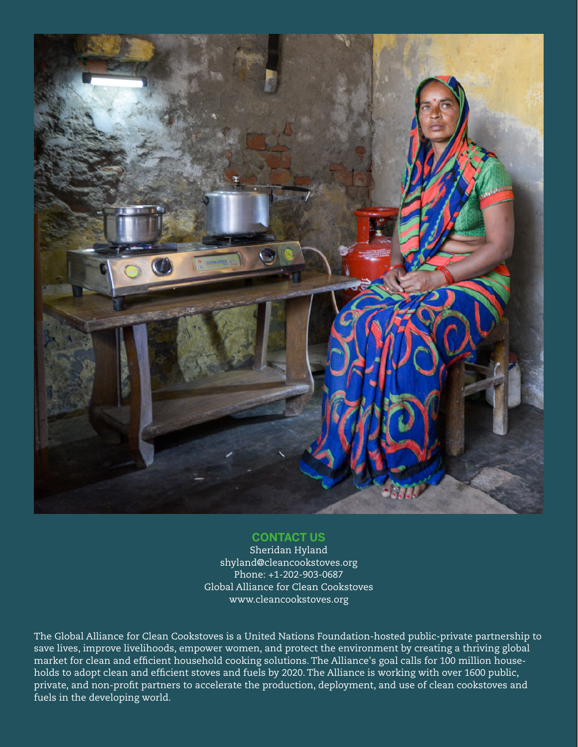## CONTACT US

Sheridan Hyland
shyland@cleancookstoves.org
Phone: +1-202-903-0687
Global Alliance for Clean Cookstoves
www.cleancookstoves.org

The Global Alliance for Clean Cookstoves is a United Nations Foundation-hosted public-private partnership to save lives, improve livelihoods, empower women, and protect the environment by creating a thriving global market for clean and efficient household cooking solutions. The Alliance's goal calls for 100 million households to adopt clean and efficient stoves and fuels by 2020. The Alliance is working with over 1600 public, private, and non-profit partners to accelerate the production, deployment, and use of clean cookstoves and fuels in the developing world.